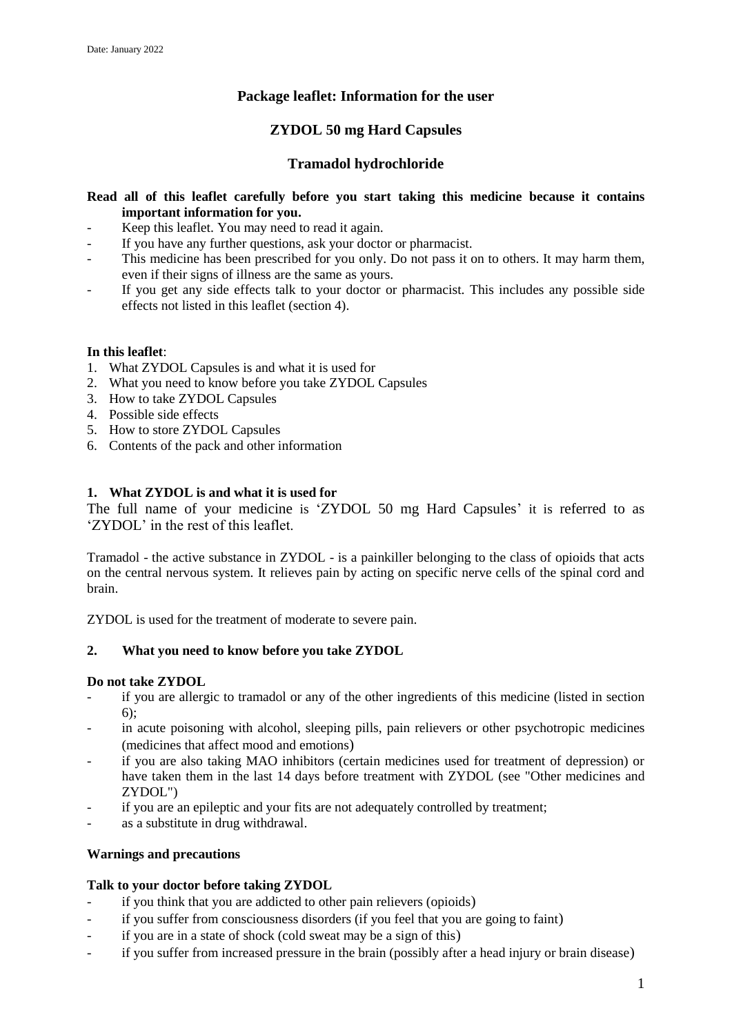Date: January 2022

# Package leaflet: Information for the user

## ZYDOL 50 mg Hard Capsules

## Tramadol hydrochloride

**Read all of this leaflet carefully before you start taking this medicine because it contains important information for you.**

- Keep this leaflet. You may need to read it again.
- If you have any further questions, ask your doctor or pharmacist.
- This medicine has been prescribed for you only. Do not pass it on to others. It may harm them, even if their signs of illness are the same as yours.
- If you get any side effects talk to your doctor or pharmacist. This includes any possible side effects not listed in this leaflet (section 4).

**In this leaflet**:

1. What ZYDOL Capsules is and what it is used for
2. What you need to know before you take ZYDOL Capsules
3. How to take ZYDOL Capsules
4. Possible side effects
5. How to store ZYDOL Capsules
6. Contents of the pack and other information

### 1. What ZYDOL is and what it is used for

The full name of your medicine is 'ZYDOL 50 mg Hard Capsules' it is referred to as 'ZYDOL' in the rest of this leaflet.

Tramadol - the active substance in ZYDOL - is a painkiller belonging to the class of opioids that acts on the central nervous system. It relieves pain by acting on specific nerve cells of the spinal cord and brain.

ZYDOL is used for the treatment of moderate to severe pain.

### 2. What you need to know before you take ZYDOL

**Do not take ZYDOL**

- if you are allergic to tramadol or any of the other ingredients of this medicine (listed in section 6);
- in acute poisoning with alcohol, sleeping pills, pain relievers or other psychotropic medicines (medicines that affect mood and emotions)
- if you are also taking MAO inhibitors (certain medicines used for treatment of depression) or have taken them in the last 14 days before treatment with ZYDOL (see "Other medicines and ZYDOL")
- if you are an epileptic and your fits are not adequately controlled by treatment;
- as a substitute in drug withdrawal.

**Warnings and precautions**

**Talk to your doctor before taking ZYDOL**

- if you think that you are addicted to other pain relievers (opioids)
- if you suffer from consciousness disorders (if you feel that you are going to faint)
- if you are in a state of shock (cold sweat may be a sign of this)
- if you suffer from increased pressure in the brain (possibly after a head injury or brain disease)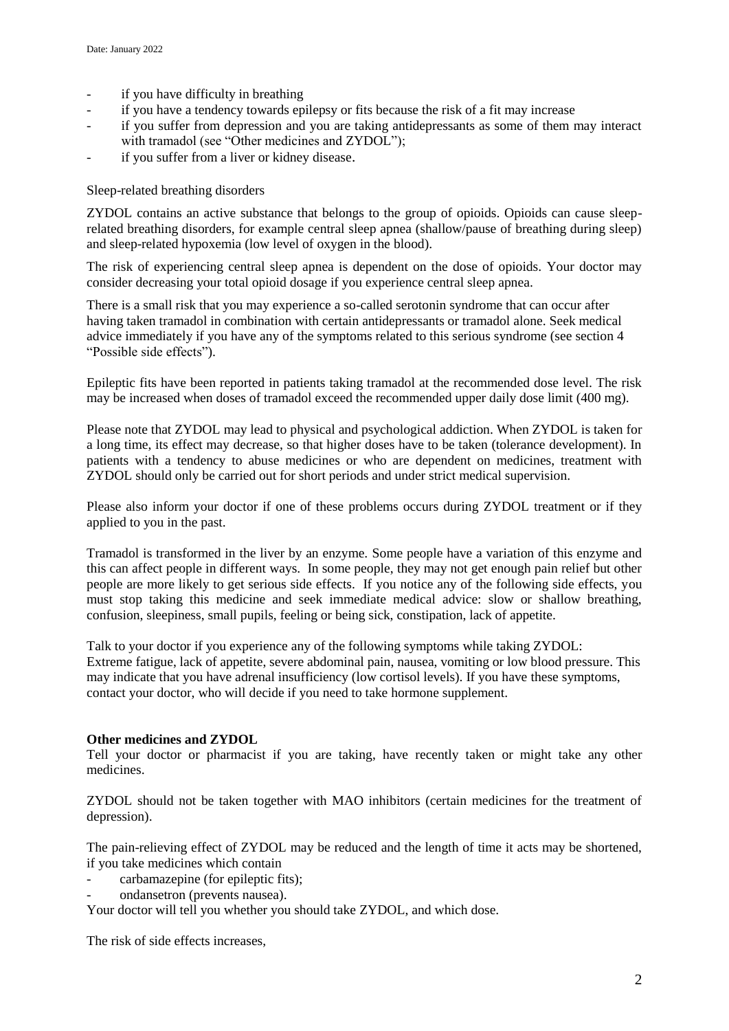- if you have difficulty in breathing
- if you have a tendency towards epilepsy or fits because the risk of a fit may increase
- if you suffer from depression and you are taking antidepressants as some of them may interact with tramadol (see "Other medicines and ZYDOL");
- if you suffer from a liver or kidney disease.

Sleep-related breathing disorders

ZYDOL contains an active substance that belongs to the group of opioids. Opioids can cause sleep-related breathing disorders, for example central sleep apnea (shallow/pause of breathing during sleep) and sleep-related hypoxemia (low level of oxygen in the blood).

The risk of experiencing central sleep apnea is dependent on the dose of opioids. Your doctor may consider decreasing your total opioid dosage if you experience central sleep apnea.

There is a small risk that you may experience a so-called serotonin syndrome that can occur after having taken tramadol in combination with certain antidepressants or tramadol alone. Seek medical advice immediately if you have any of the symptoms related to this serious syndrome (see section 4 "Possible side effects").

Epileptic fits have been reported in patients taking tramadol at the recommended dose level. The risk may be increased when doses of tramadol exceed the recommended upper daily dose limit (400 mg).

Please note that ZYDOL may lead to physical and psychological addiction. When ZYDOL is taken for a long time, its effect may decrease, so that higher doses have to be taken (tolerance development). In patients with a tendency to abuse medicines or who are dependent on medicines, treatment with ZYDOL should only be carried out for short periods and under strict medical supervision.

Please also inform your doctor if one of these problems occurs during ZYDOL treatment or if they applied to you in the past.

Tramadol is transformed in the liver by an enzyme. Some people have a variation of this enzyme and this can affect people in different ways. In some people, they may not get enough pain relief but other people are more likely to get serious side effects. If you notice any of the following side effects, you must stop taking this medicine and seek immediate medical advice: slow or shallow breathing, confusion, sleepiness, small pupils, feeling or being sick, constipation, lack of appetite.

Talk to your doctor if you experience any of the following symptoms while taking ZYDOL:
Extreme fatigue, lack of appetite, severe abdominal pain, nausea, vomiting or low blood pressure. This may indicate that you have adrenal insufficiency (low cortisol levels). If you have these symptoms, contact your doctor, who will decide if you need to take hormone supplement.

**Other medicines and ZYDOL**

Tell your doctor or pharmacist if you are taking, have recently taken or might take any other medicines.

ZYDOL should not be taken together with MAO inhibitors (certain medicines for the treatment of depression).

The pain-relieving effect of ZYDOL may be reduced and the length of time it acts may be shortened, if you take medicines which contain

- carbamazepine (for epileptic fits);
- ondansetron (prevents nausea).

Your doctor will tell you whether you should take ZYDOL, and which dose.

The risk of side effects increases,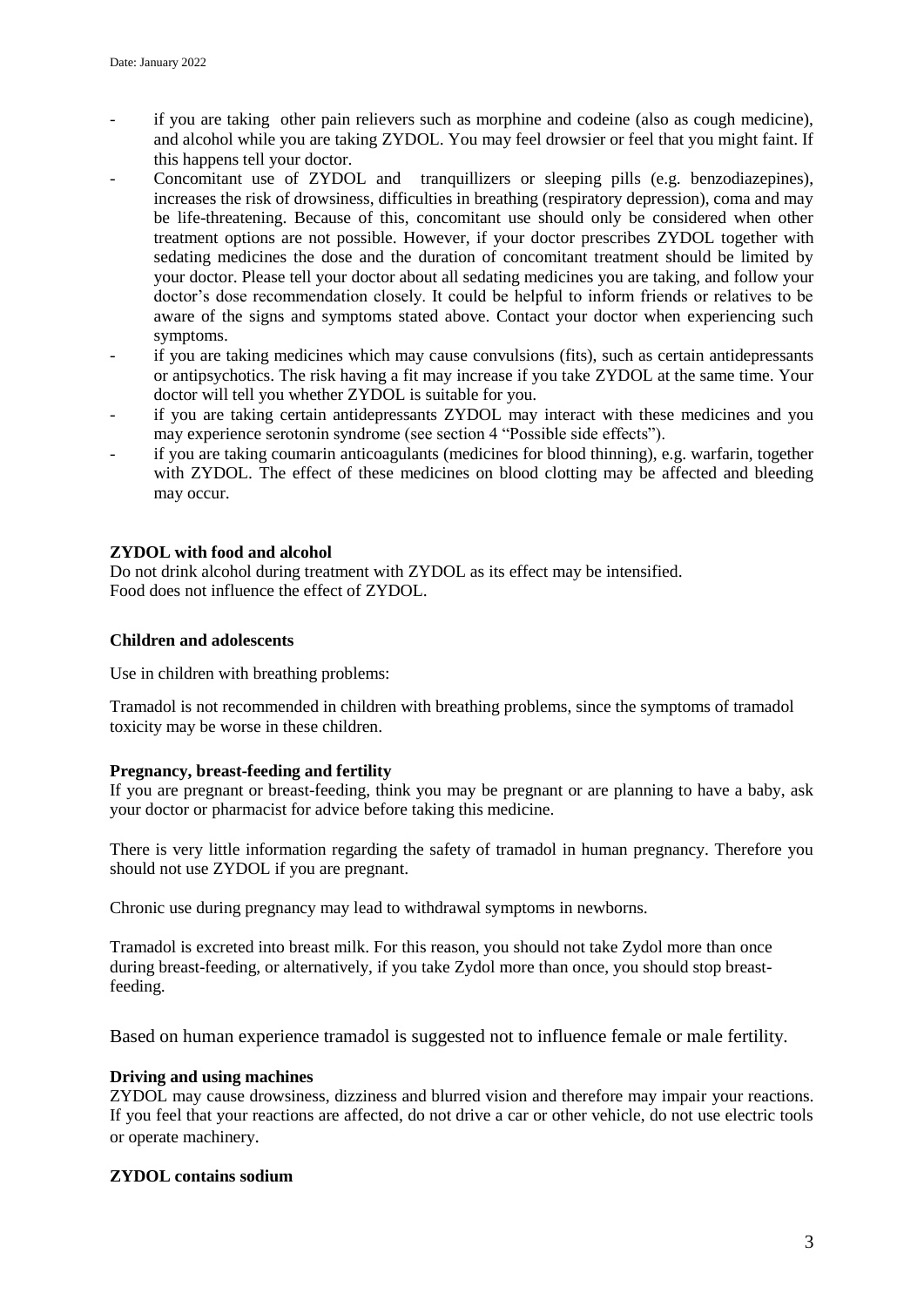- if you are taking other pain relievers such as morphine and codeine (also as cough medicine), and alcohol while you are taking ZYDOL. You may feel drowsier or feel that you might faint. If this happens tell your doctor.
- Concomitant use of ZYDOL and tranquillizers or sleeping pills (e.g. benzodiazepines), increases the risk of drowsiness, difficulties in breathing (respiratory depression), coma and may be life-threatening. Because of this, concomitant use should only be considered when other treatment options are not possible. However, if your doctor prescribes ZYDOL together with sedating medicines the dose and the duration of concomitant treatment should be limited by your doctor. Please tell your doctor about all sedating medicines you are taking, and follow your doctor's dose recommendation closely. It could be helpful to inform friends or relatives to be aware of the signs and symptoms stated above. Contact your doctor when experiencing such symptoms.
- if you are taking medicines which may cause convulsions (fits), such as certain antidepressants or antipsychotics. The risk having a fit may increase if you take ZYDOL at the same time. Your doctor will tell you whether ZYDOL is suitable for you.
- if you are taking certain antidepressants ZYDOL may interact with these medicines and you may experience serotonin syndrome (see section 4 "Possible side effects").
- if you are taking coumarin anticoagulants (medicines for blood thinning), e.g. warfarin, together with ZYDOL. The effect of these medicines on blood clotting may be affected and bleeding may occur.

**ZYDOL with food and alcohol**

Do not drink alcohol during treatment with ZYDOL as its effect may be intensified.
Food does not influence the effect of ZYDOL.

**Children and adolescents**

Use in children with breathing problems:

Tramadol is not recommended in children with breathing problems, since the symptoms of tramadol toxicity may be worse in these children.

**Pregnancy, breast-feeding and fertility**

If you are pregnant or breast-feeding, think you may be pregnant or are planning to have a baby, ask your doctor or pharmacist for advice before taking this medicine.

There is very little information regarding the safety of tramadol in human pregnancy. Therefore you should not use ZYDOL if you are pregnant.

Chronic use during pregnancy may lead to withdrawal symptoms in newborns.

Tramadol is excreted into breast milk. For this reason, you should not take Zydol more than once during breast-feeding, or alternatively, if you take Zydol more than once, you should stop breast-feeding.

Based on human experience tramadol is suggested not to influence female or male fertility.

**Driving and using machines**

ZYDOL may cause drowsiness, dizziness and blurred vision and therefore may impair your reactions. If you feel that your reactions are affected, do not drive a car or other vehicle, do not use electric tools or operate machinery.

**ZYDOL contains sodium**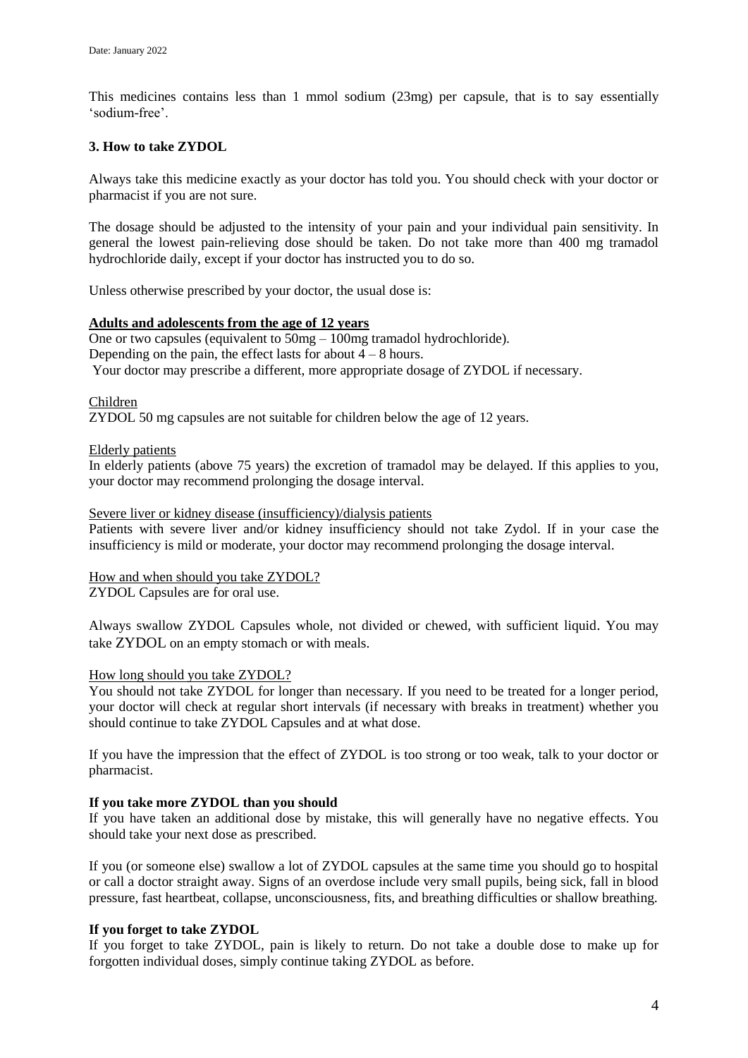This medicines contains less than 1 mmol sodium (23mg) per capsule, that is to say essentially 'sodium-free'.

### 3. How to take ZYDOL

Always take this medicine exactly as your doctor has told you. You should check with your doctor or pharmacist if you are not sure.

The dosage should be adjusted to the intensity of your pain and your individual pain sensitivity. In general the lowest pain-relieving dose should be taken. Do not take more than 400 mg tramadol hydrochloride daily, except if your doctor has instructed you to do so.

Unless otherwise prescribed by your doctor, the usual dose is:

**Adults and adolescents from the age of 12 years**

One or two capsules (equivalent to 50mg – 100mg tramadol hydrochloride).
Depending on the pain, the effect lasts for about 4 – 8 hours.
Your doctor may prescribe a different, more appropriate dosage of ZYDOL if necessary.

Children

ZYDOL 50 mg capsules are not suitable for children below the age of 12 years.

Elderly patients

In elderly patients (above 75 years) the excretion of tramadol may be delayed. If this applies to you, your doctor may recommend prolonging the dosage interval.

Severe liver or kidney disease (insufficiency)/dialysis patients

Patients with severe liver and/or kidney insufficiency should not take Zydol. If in your case the insufficiency is mild or moderate, your doctor may recommend prolonging the dosage interval.

How and when should you take ZYDOL?

ZYDOL Capsules are for oral use.

Always swallow ZYDOL Capsules whole, not divided or chewed, with sufficient liquid. You may take ZYDOL on an empty stomach or with meals.

How long should you take ZYDOL?

You should not take ZYDOL for longer than necessary. If you need to be treated for a longer period, your doctor will check at regular short intervals (if necessary with breaks in treatment) whether you should continue to take ZYDOL Capsules and at what dose.

If you have the impression that the effect of ZYDOL is too strong or too weak, talk to your doctor or pharmacist.

**If you take more ZYDOL than you should**

If you have taken an additional dose by mistake, this will generally have no negative effects. You should take your next dose as prescribed.

If you (or someone else) swallow a lot of ZYDOL capsules at the same time you should go to hospital or call a doctor straight away. Signs of an overdose include very small pupils, being sick, fall in blood pressure, fast heartbeat, collapse, unconsciousness, fits, and breathing difficulties or shallow breathing.

**If you forget to take ZYDOL**

If you forget to take ZYDOL, pain is likely to return. Do not take a double dose to make up for forgotten individual doses, simply continue taking ZYDOL as before.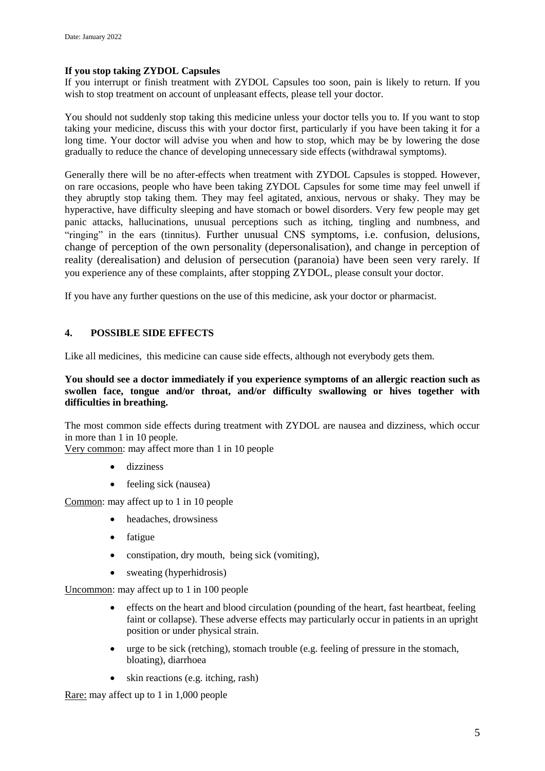**If you stop taking ZYDOL Capsules**

If you interrupt or finish treatment with ZYDOL Capsules too soon, pain is likely to return. If you wish to stop treatment on account of unpleasant effects, please tell your doctor.

You should not suddenly stop taking this medicine unless your doctor tells you to. If you want to stop taking your medicine, discuss this with your doctor first, particularly if you have been taking it for a long time. Your doctor will advise you when and how to stop, which may be by lowering the dose gradually to reduce the chance of developing unnecessary side effects (withdrawal symptoms).

Generally there will be no after-effects when treatment with ZYDOL Capsules is stopped. However, on rare occasions, people who have been taking ZYDOL Capsules for some time may feel unwell if they abruptly stop taking them. They may feel agitated, anxious, nervous or shaky. They may be hyperactive, have difficulty sleeping and have stomach or bowel disorders. Very few people may get panic attacks, hallucinations, unusual perceptions such as itching, tingling and numbness, and "ringing" in the ears (tinnitus). Further unusual CNS symptoms, i.e. confusion, delusions, change of perception of the own personality (depersonalisation), and change in perception of reality (derealisation) and delusion of persecution (paranoia) have been seen very rarely. If you experience any of these complaints, after stopping ZYDOL, please consult your doctor.

If you have any further questions on the use of this medicine, ask your doctor or pharmacist.

## 4. POSSIBLE SIDE EFFECTS

Like all medicines, this medicine can cause side effects, although not everybody gets them.

**You should see a doctor immediately if you experience symptoms of an allergic reaction such as swollen face, tongue and/or throat, and/or difficulty swallowing or hives together with difficulties in breathing.**

The most common side effects during treatment with ZYDOL are nausea and dizziness, which occur in more than 1 in 10 people.

Very common: may affect more than 1 in 10 people

- dizziness
- feeling sick (nausea)

Common: may affect up to 1 in 10 people

- headaches, drowsiness
- fatigue
- constipation, dry mouth, being sick (vomiting),
- sweating (hyperhidrosis)

Uncommon: may affect up to 1 in 100 people

- effects on the heart and blood circulation (pounding of the heart, fast heartbeat, feeling faint or collapse). These adverse effects may particularly occur in patients in an upright position or under physical strain.
- urge to be sick (retching), stomach trouble (e.g. feeling of pressure in the stomach, bloating), diarrhoea
- skin reactions (e.g. itching, rash)

Rare: may affect up to 1 in 1,000 people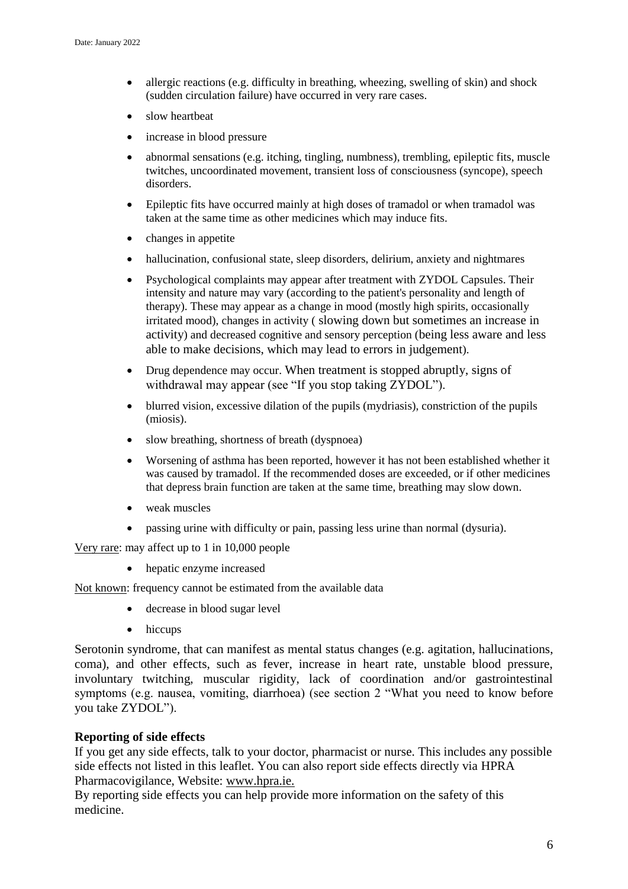- allergic reactions (e.g. difficulty in breathing, wheezing, swelling of skin) and shock (sudden circulation failure) have occurred in very rare cases.
- slow heartbeat
- increase in blood pressure
- abnormal sensations (e.g. itching, tingling, numbness), trembling, epileptic fits, muscle twitches, uncoordinated movement, transient loss of consciousness (syncope), speech disorders.
- Epileptic fits have occurred mainly at high doses of tramadol or when tramadol was taken at the same time as other medicines which may induce fits.
- changes in appetite
- hallucination, confusional state, sleep disorders, delirium, anxiety and nightmares
- Psychological complaints may appear after treatment with ZYDOL Capsules. Their intensity and nature may vary (according to the patient's personality and length of therapy). These may appear as a change in mood (mostly high spirits, occasionally irritated mood), changes in activity ( slowing down but sometimes an increase in activity) and decreased cognitive and sensory perception (being less aware and less able to make decisions, which may lead to errors in judgement).
- Drug dependence may occur. When treatment is stopped abruptly, signs of withdrawal may appear (see "If you stop taking ZYDOL").
- blurred vision, excessive dilation of the pupils (mydriasis), constriction of the pupils (miosis).
- slow breathing, shortness of breath (dyspnoea)
- Worsening of asthma has been reported, however it has not been established whether it was caused by tramadol. If the recommended doses are exceeded, or if other medicines that depress brain function are taken at the same time, breathing may slow down.
- weak muscles
- passing urine with difficulty or pain, passing less urine than normal (dysuria).

Very rare: may affect up to 1 in 10,000 people

- hepatic enzyme increased

Not known: frequency cannot be estimated from the available data

- decrease in blood sugar level
- hiccups

Serotonin syndrome, that can manifest as mental status changes (e.g. agitation, hallucinations, coma), and other effects, such as fever, increase in heart rate, unstable blood pressure, involuntary twitching, muscular rigidity, lack of coordination and/or gastrointestinal symptoms (e.g. nausea, vomiting, diarrhoea) (see section 2 "What you need to know before you take ZYDOL").

**Reporting of side effects**

If you get any side effects, talk to your doctor, pharmacist or nurse. This includes any possible side effects not listed in this leaflet. You can also report side effects directly via HPRA Pharmacovigilance, Website: www.hpra.ie.

By reporting side effects you can help provide more information on the safety of this medicine.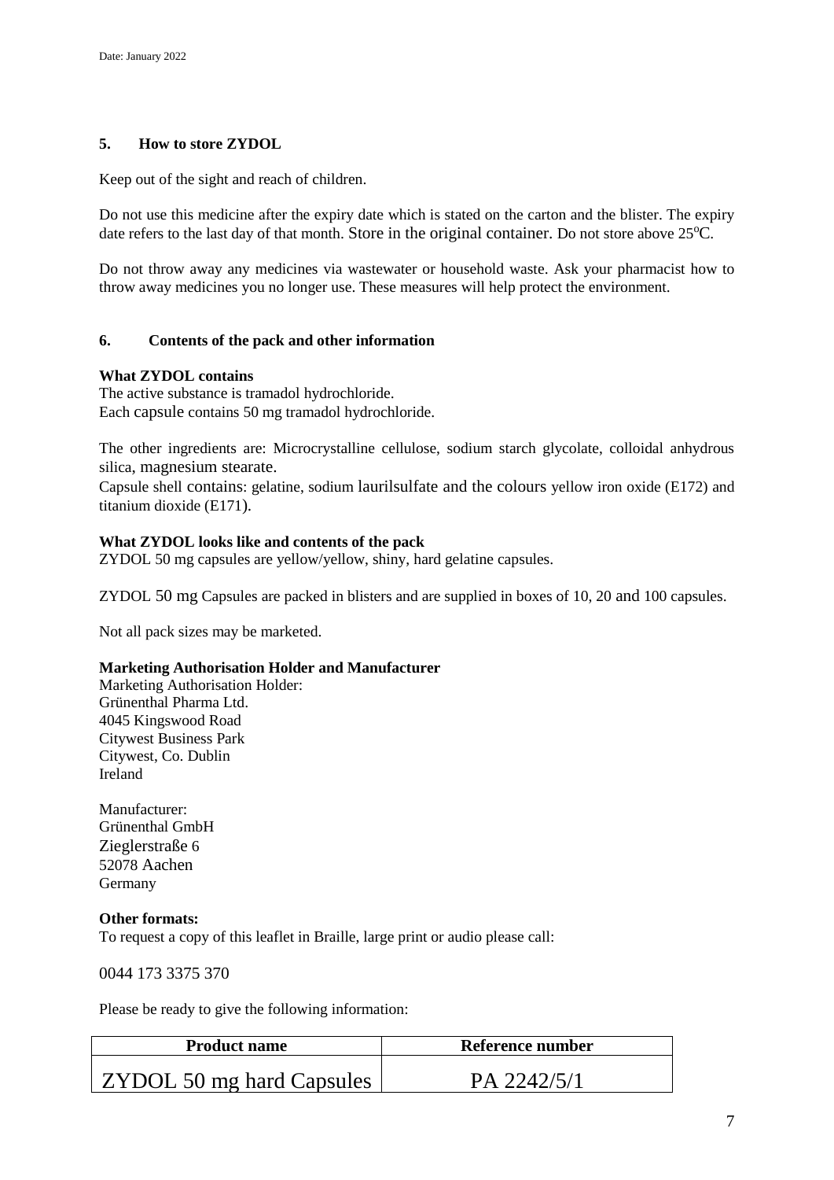Date: January 2022

## 5. How to store ZYDOL

Keep out of the sight and reach of children.

Do not use this medicine after the expiry date which is stated on the carton and the blister. The expiry date refers to the last day of that month. Store in the original container. Do not store above 25°C.

Do not throw away any medicines via wastewater or household waste. Ask your pharmacist how to throw away medicines you no longer use. These measures will help protect the environment.

## 6. Contents of the pack and other information

**What ZYDOL contains**

The active substance is tramadol hydrochloride.
Each capsule contains 50 mg tramadol hydrochloride.

The other ingredients are: Microcrystalline cellulose, sodium starch glycolate, colloidal anhydrous silica, magnesium stearate.
Capsule shell contains: gelatine, sodium laurilsulfate and the colours yellow iron oxide (E172) and titanium dioxide (E171).

**What ZYDOL looks like and contents of the pack**

ZYDOL 50 mg capsules are yellow/yellow, shiny, hard gelatine capsules.

ZYDOL 50 mg Capsules are packed in blisters and are supplied in boxes of 10, 20 and 100 capsules.

Not all pack sizes may be marketed.

**Marketing Authorisation Holder and Manufacturer**

Marketing Authorisation Holder:
Grünenthal Pharma Ltd.
4045 Kingswood Road
Citywest Business Park
Citywest, Co. Dublin
Ireland

Manufacturer:
Grünenthal GmbH
Zieglerstraße 6
52078 Aachen
Germany

**Other formats:**

To request a copy of this leaflet in Braille, large print or audio please call:

0044 173 3375 370

Please be ready to give the following information:

| Product name | Reference number |
|---|---|
| ZYDOL 50 mg hard Capsules | PA 2242/5/1 |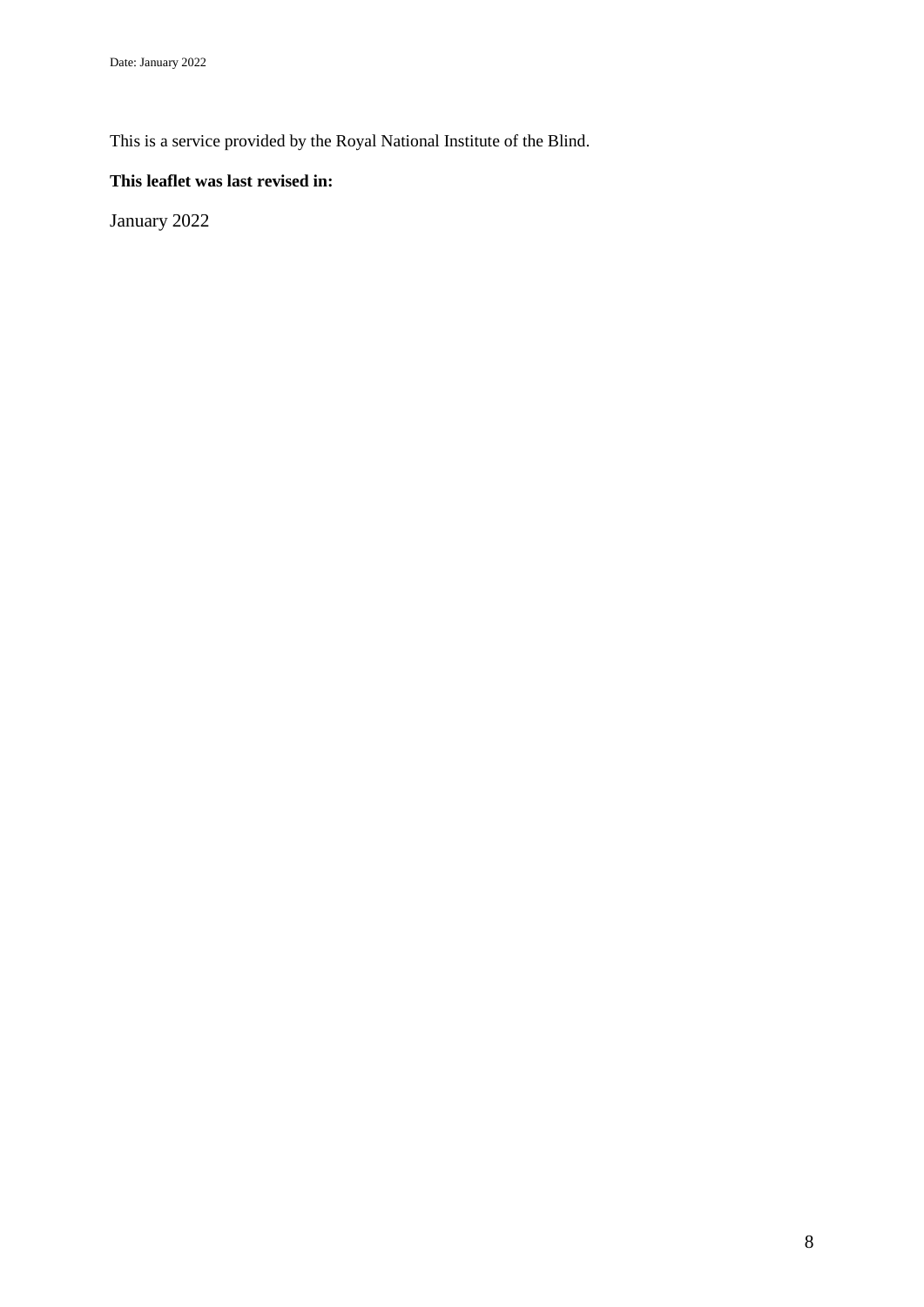This is a service provided by the Royal National Institute of the Blind.

**This leaflet was last revised in:**

January 2022